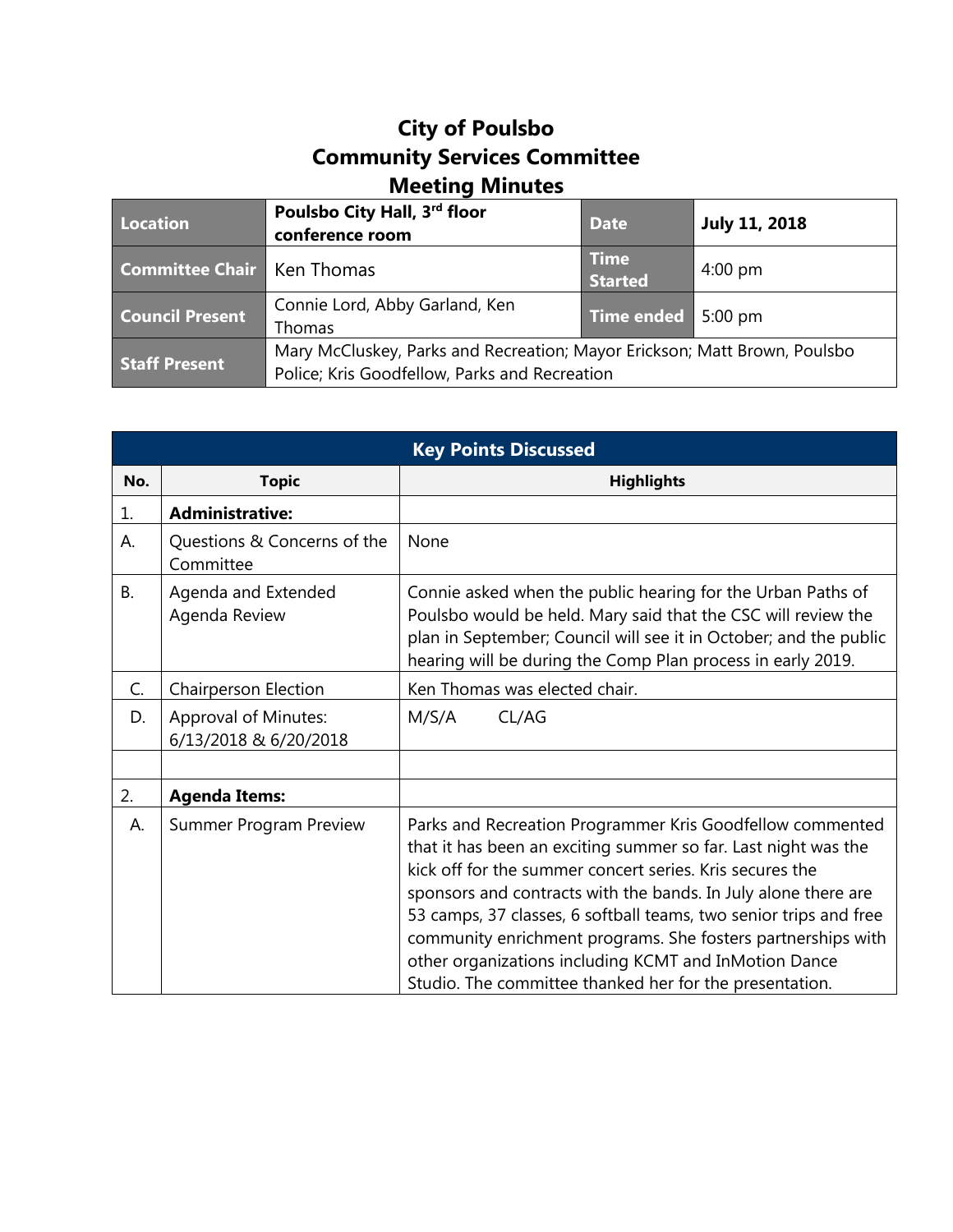# City of Poulsbo
# Community Services Committee
# Meeting Minutes

| **Location** | **Poulsbo City Hall, 3rd floor conference room** | **Date** | **July 11, 2018** |
|---|---|---|---|
| **Committee Chair** | Ken Thomas | **Time Started** | 4:00 pm |
| **Council Present** | Connie Lord, Abby Garland, Ken Thomas | **Time ended** | 5:00 pm |
| **Staff Present** | Mary McCluskey, Parks and Recreation; Mayor Erickson; Matt Brown, Poulsbo Police; Kris Goodfellow, Parks and Recreation | | |

| **Key Points Discussed** | | |
|---|---|---|
| **No.** | **Topic** | **Highlights** |
| 1. | **Administrative:** | |
| A. | Questions & Concerns of the Committee | None |
| B. | Agenda and Extended Agenda Review | Connie asked when the public hearing for the Urban Paths of Poulsbo would be held. Mary said that the CSC will review the plan in September; Council will see it in October; and the public hearing will be during the Comp Plan process in early 2019. |
| C. | Chairperson Election | Ken Thomas was elected chair. |
| D. | Approval of Minutes: 6/13/2018 & 6/20/2018 | M/S/A CL/AG |
| | | |
| 2. | **Agenda Items:** | |
| A. | Summer Program Preview | Parks and Recreation Programmer Kris Goodfellow commented that it has been an exciting summer so far. Last night was the kick off for the summer concert series. Kris secures the sponsors and contracts with the bands. In July alone there are 53 camps, 37 classes, 6 softball teams, two senior trips and free community enrichment programs. She fosters partnerships with other organizations including KCMT and InMotion Dance Studio. The committee thanked her for the presentation. |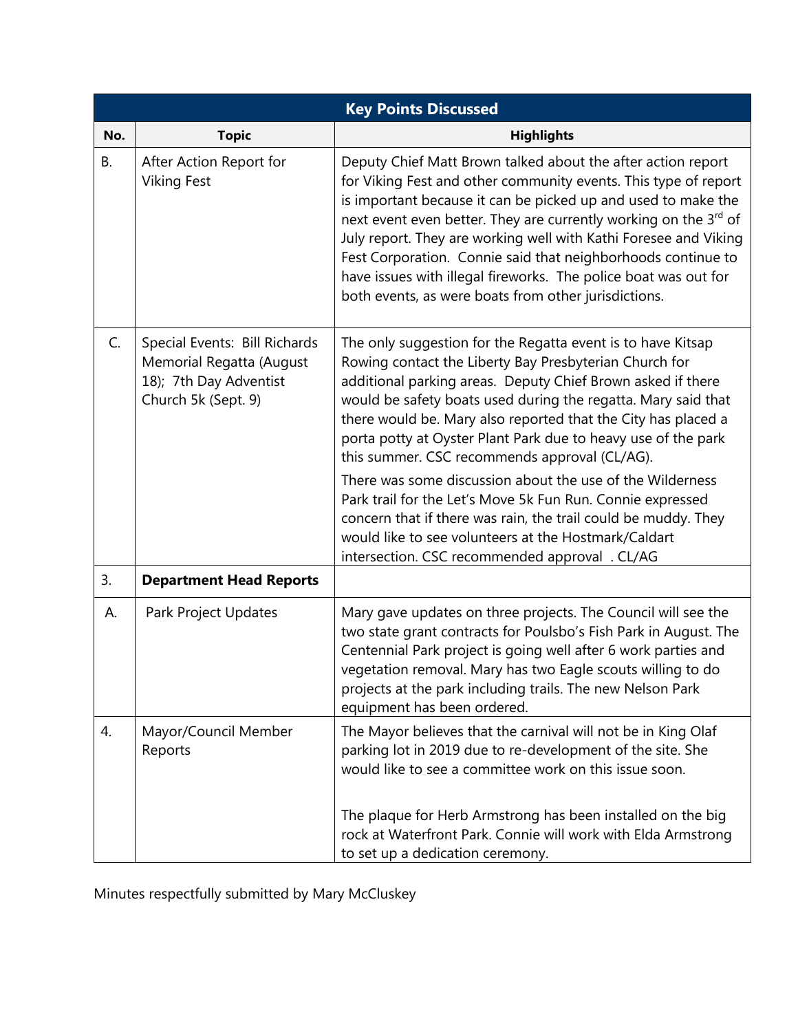| Key Points Discussed | | |
|---|---|---|
| **No.** | **Topic** | **Highlights** |
| B. | After Action Report for Viking Fest | Deputy Chief Matt Brown talked about the after action report for Viking Fest and other community events. This type of report is important because it can be picked up and used to make the next event even better. They are currently working on the 3rd of July report. They are working well with Kathi Foresee and Viking Fest Corporation. Connie said that neighborhoods continue to have issues with illegal fireworks. The police boat was out for both events, as were boats from other jurisdictions. |
| C. | Special Events: Bill Richards Memorial Regatta (August 18); 7th Day Adventist Church 5k (Sept. 9) | The only suggestion for the Regatta event is to have Kitsap Rowing contact the Liberty Bay Presbyterian Church for additional parking areas. Deputy Chief Brown asked if there would be safety boats used during the regatta. Mary said that there would be. Mary also reported that the City has placed a porta potty at Oyster Plant Park due to heavy use of the park this summer. CSC recommends approval (CL/AG).<br><br>There was some discussion about the use of the Wilderness Park trail for the Let's Move 5k Fun Run. Connie expressed concern that if there was rain, the trail could be muddy. They would like to see volunteers at the Hostmark/Caldart intersection. CSC recommended approval . CL/AG |
| 3. | **Department Head Reports** | |
| A. | Park Project Updates | Mary gave updates on three projects. The Council will see the two state grant contracts for Poulsbo's Fish Park in August. The Centennial Park project is going well after 6 work parties and vegetation removal. Mary has two Eagle scouts willing to do projects at the park including trails. The new Nelson Park equipment has been ordered. |
| 4. | Mayor/Council Member Reports | The Mayor believes that the carnival will not be in King Olaf parking lot in 2019 due to re-development of the site. She would like to see a committee work on this issue soon.<br><br>The plaque for Herb Armstrong has been installed on the big rock at Waterfront Park. Connie will work with Elda Armstrong to set up a dedication ceremony. |

Minutes respectfully submitted by Mary McCluskey